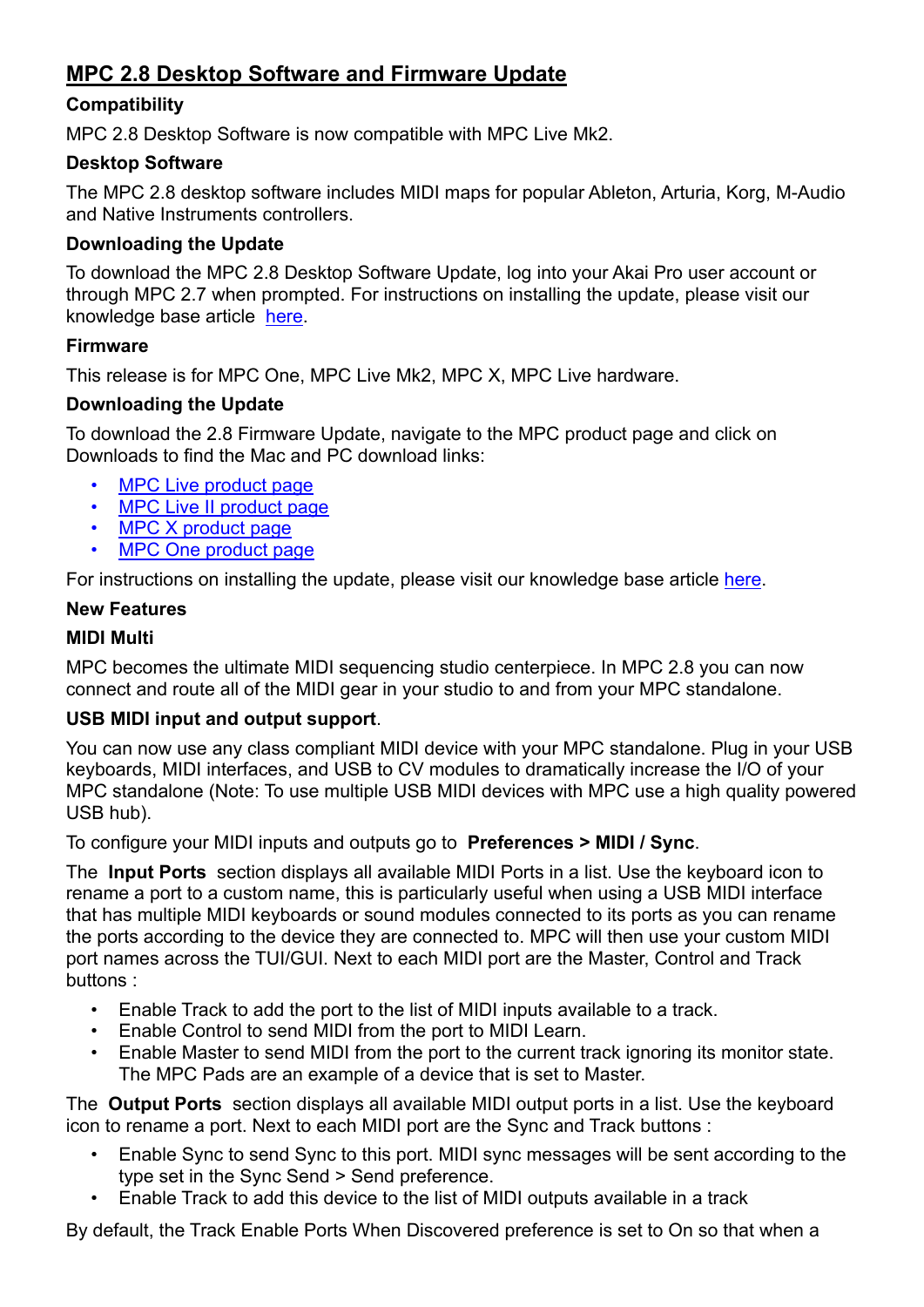# MPC 2.8 Desktop Software and Firmware Update

**Compatibility**

MPC 2.8 Desktop Software is now compatible with MPC Live Mk2.

**Desktop Software**

The MPC 2.8 desktop software includes MIDI maps for popular Ableton, Arturia, Korg, M-Audio and Native Instruments controllers.

**Downloading the Update**

To download the MPC 2.8 Desktop Software Update, log into your Akai Pro user account or through MPC 2.7 when prompted. For instructions on installing the update, please visit our knowledge base article here.

**Firmware**

This release is for MPC One, MPC Live Mk2, MPC X, MPC Live hardware.

**Downloading the Update**

To download the 2.8 Firmware Update, navigate to the MPC product page and click on Downloads to find the Mac and PC download links:

- MPC Live product page
- MPC Live II product page
- MPC X product page
- MPC One product page

For instructions on installing the update, please visit our knowledge base article here.

**New Features**

**MIDI Multi**

MPC becomes the ultimate MIDI sequencing studio centerpiece. In MPC 2.8 you can now connect and route all of the MIDI gear in your studio to and from your MPC standalone.

**USB MIDI input and output support**.

You can now use any class compliant MIDI device with your MPC standalone. Plug in your USB keyboards, MIDI interfaces, and USB to CV modules to dramatically increase the I/O of your MPC standalone (Note: To use multiple USB MIDI devices with MPC use a high quality powered USB hub).

To configure your MIDI inputs and outputs go to **Preferences > MIDI / Sync**.

The **Input Ports** section displays all available MIDI Ports in a list. Use the keyboard icon to rename a port to a custom name, this is particularly useful when using a USB MIDI interface that has multiple MIDI keyboards or sound modules connected to its ports as you can rename the ports according to the device they are connected to. MPC will then use your custom MIDI port names across the TUI/GUI. Next to each MIDI port are the Master, Control and Track buttons :

- Enable Track to add the port to the list of MIDI inputs available to a track.
- Enable Control to send MIDI from the port to MIDI Learn.
- Enable Master to send MIDI from the port to the current track ignoring its monitor state. The MPC Pads are an example of a device that is set to Master.

The **Output Ports** section displays all available MIDI output ports in a list. Use the keyboard icon to rename a port. Next to each MIDI port are the Sync and Track buttons :

- Enable Sync to send Sync to this port. MIDI sync messages will be sent according to the type set in the Sync Send > Send preference.
- Enable Track to add this device to the list of MIDI outputs available in a track

By default, the Track Enable Ports When Discovered preference is set to On so that when a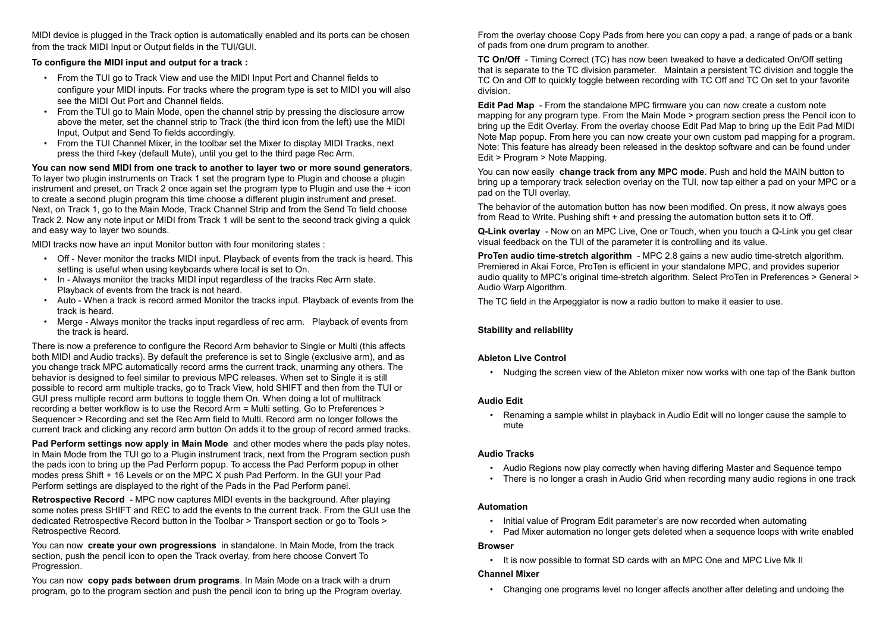MIDI device is plugged in the Track option is automatically enabled and its ports can be chosen from the track MIDI Input or Output fields in the TUI/GUI.

**To configure the MIDI input and output for a track :**

- From the TUI go to Track View and use the MIDI Input Port and Channel fields to configure your MIDI inputs. For tracks where the program type is set to MIDI you will also see the MIDI Out Port and Channel fields.
- From the TUI go to Main Mode, open the channel strip by pressing the disclosure arrow above the meter, set the channel strip to Track (the third icon from the left) use the MIDI Input, Output and Send To fields accordingly.
- From the TUI Channel Mixer, in the toolbar set the Mixer to display MIDI Tracks, next press the third f-key (default Mute), until you get to the third page Rec Arm.

**You can now send MIDI from one track to another to layer two or more sound generators**. To layer two plugin instruments on Track 1 set the program type to Plugin and choose a plugin instrument and preset, on Track 2 once again set the program type to Plugin and use the + icon to create a second plugin program this time choose a different plugin instrument and preset. Next, on Track 1, go to the Main Mode, Track Channel Strip and from the Send To field choose Track 2. Now any note input or MIDI from Track 1 will be sent to the second track giving a quick and easy way to layer two sounds.

MIDI tracks now have an input Monitor button with four monitoring states :

- Off - Never monitor the tracks MIDI input. Playback of events from the track is heard. This setting is useful when using keyboards where local is set to On.
- In - Always monitor the tracks MIDI input regardless of the tracks Rec Arm state. Playback of events from the track is not heard.
- Auto - When a track is record armed Monitor the tracks input. Playback of events from the track is heard.
- Merge - Always monitor the tracks input regardless of rec arm. Playback of events from the track is heard.

There is now a preference to configure the Record Arm behavior to Single or Multi (this affects both MIDI and Audio tracks). By default the preference is set to Single (exclusive arm), and as you change track MPC automatically record arms the current track, unarming any others. The behavior is designed to feel similar to previous MPC releases. When set to Single it is still possible to record arm multiple tracks, go to Track View, hold SHIFT and then from the TUI or GUI press multiple record arm buttons to toggle them On. When doing a lot of multitrack recording a better workflow is to use the Record Arm = Multi setting. Go to Preferences > Sequencer > Recording and set the Rec Arm field to Multi. Record arm no longer follows the current track and clicking any record arm button On adds it to the group of record armed tracks.

**Pad Perform settings now apply in Main Mode** and other modes where the pads play notes. In Main Mode from the TUI go to a Plugin instrument track, next from the Program section push the pads icon to bring up the Pad Perform popup. To access the Pad Perform popup in other modes press Shift + 16 Levels or on the MPC X push Pad Perform. In the GUI your Pad Perform settings are displayed to the right of the Pads in the Pad Perform panel.

**Retrospective Record** - MPC now captures MIDI events in the background. After playing some notes press SHIFT and REC to add the events to the current track. From the GUI use the dedicated Retrospective Record button in the Toolbar > Transport section or go to Tools > Retrospective Record.

You can now **create your own progressions** in standalone. In Main Mode, from the track section, push the pencil icon to open the Track overlay, from here choose Convert To Progression.

You can now **copy pads between drum programs**. In Main Mode on a track with a drum program, go to the program section and push the pencil icon to bring up the Program overlay. From the overlay choose Copy Pads from here you can copy a pad, a range of pads or a bank of pads from one drum program to another.

**TC On/Off** - Timing Correct (TC) has now been tweaked to have a dedicated On/Off setting that is separate to the TC division parameter. Maintain a persistent TC division and toggle the TC On and Off to quickly toggle between recording with TC Off and TC On set to your favorite division.

**Edit Pad Map** - From the standalone MPC firmware you can now create a custom note mapping for any program type. From the Main Mode > program section press the Pencil icon to bring up the Edit Overlay. From the overlay choose Edit Pad Map to bring up the Edit Pad MIDI Note Map popup. From here you can now create your own custom pad mapping for a program. Note: This feature has already been released in the desktop software and can be found under Edit > Program > Note Mapping.

You can now easily **change track from any MPC mode**. Push and hold the MAIN button to bring up a temporary track selection overlay on the TUI, now tap either a pad on your MPC or a pad on the TUI overlay.

The behavior of the automation button has now been modified. On press, it now always goes from Read to Write. Pushing shift + and pressing the automation button sets it to Off.

**Q-Link overlay** - Now on an MPC Live, One or Touch, when you touch a Q-Link you get clear visual feedback on the TUI of the parameter it is controlling and its value.

**ProTen audio time-stretch algorithm** - MPC 2.8 gains a new audio time-stretch algorithm. Premiered in Akai Force, ProTen is efficient in your standalone MPC, and provides superior audio quality to MPC's original time-stretch algorithm. Select ProTen in Preferences > General > Audio Warp Algorithm.

The TC field in the Arpeggiator is now a radio button to make it easier to use.

**Stability and reliability**

**Ableton Live Control**

- Nudging the screen view of the Ableton mixer now works with one tap of the Bank button

**Audio Edit**

- Renaming a sample whilst in playback in Audio Edit will no longer cause the sample to mute

**Audio Tracks**

- Audio Regions now play correctly when having differing Master and Sequence tempo
- There is no longer a crash in Audio Grid when recording many audio regions in one track

**Automation**

- Initial value of Program Edit parameter's are now recorded when automating
- Pad Mixer automation no longer gets deleted when a sequence loops with write enabled

**Browser**

- It is now possible to format SD cards with an MPC One and MPC Live Mk II

**Channel Mixer**

- Changing one programs level no longer affects another after deleting and undoing the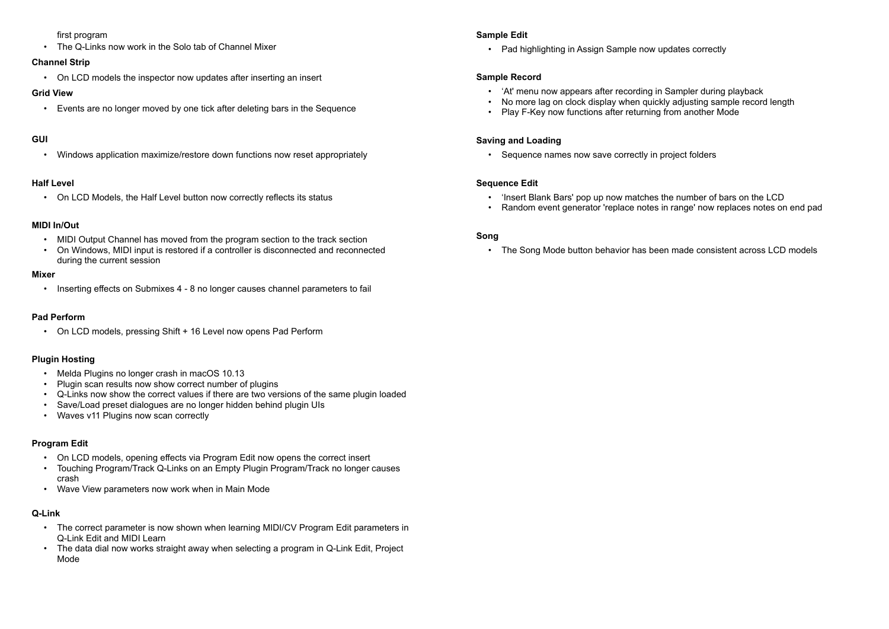first program

- The Q-Links now work in the Solo tab of Channel Mixer

**Channel Strip**

- On LCD models the inspector now updates after inserting an insert

**Grid View**

- Events are no longer moved by one tick after deleting bars in the Sequence

**GUI**

- Windows application maximize/restore down functions now reset appropriately

**Half Level**

- On LCD Models, the Half Level button now correctly reflects its status

**MIDI In/Out**

- MIDI Output Channel has moved from the program section to the track section
- On Windows, MIDI input is restored if a controller is disconnected and reconnected during the current session

**Mixer**

- Inserting effects on Submixes 4 - 8 no longer causes channel parameters to fail

**Pad Perform**

- On LCD models, pressing Shift + 16 Level now opens Pad Perform

**Plugin Hosting**

- Melda Plugins no longer crash in macOS 10.13
- Plugin scan results now show correct number of plugins
- Q-Links now show the correct values if there are two versions of the same plugin loaded
- Save/Load preset dialogues are no longer hidden behind plugin UIs
- Waves v11 Plugins now scan correctly

**Program Edit**

- On LCD models, opening effects via Program Edit now opens the correct insert
- Touching Program/Track Q-Links on an Empty Plugin Program/Track no longer causes crash
- Wave View parameters now work when in Main Mode

**Q-Link**

- The correct parameter is now shown when learning MIDI/CV Program Edit parameters in Q-Link Edit and MIDI Learn
- The data dial now works straight away when selecting a program in Q-Link Edit, Project Mode

**Sample Edit**

- Pad highlighting in Assign Sample now updates correctly

**Sample Record**

- 'At' menu now appears after recording in Sampler during playback
- No more lag on clock display when quickly adjusting sample record length
- Play F-Key now functions after returning from another Mode

**Saving and Loading**

- Sequence names now save correctly in project folders

**Sequence Edit**

- 'Insert Blank Bars' pop up now matches the number of bars on the LCD
- Random event generator 'replace notes in range' now replaces notes on end pad

**Song**

- The Song Mode button behavior has been made consistent across LCD models